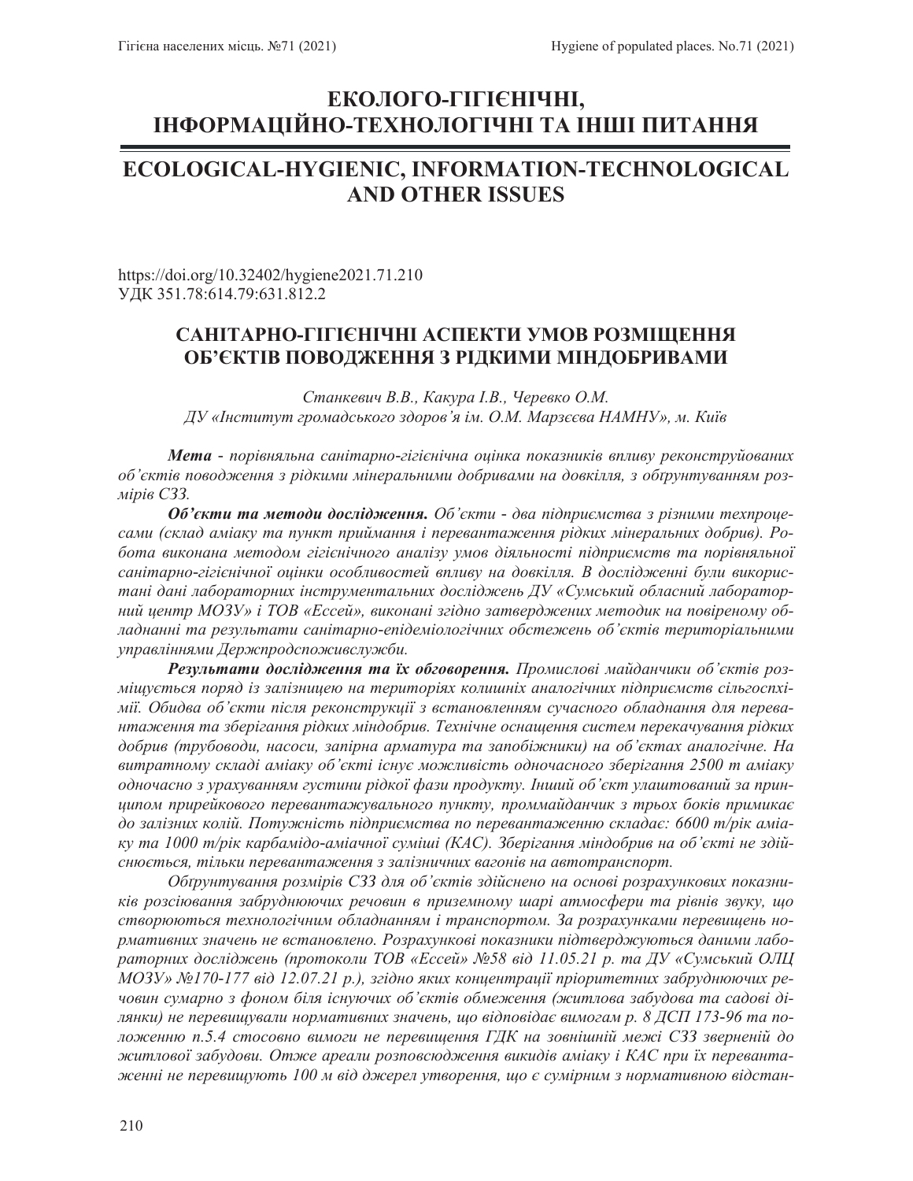# ЕКОЛОГО-ГІГІЄНІЧНІ, ІНФОРМАЦІЙНО-ТЕХНОЛОГІЧНІ ТА ІНШІ ПИТАННЯ

# ECOLOGICAL-HYGIENIC, INFORMATION-TECHNOLOGICAL AND OTHER ISSUES

https://doi.org/10.32402/hygiene2021.71.210
УДК 351.78:614.79:631.812.2

## САНІТАРНО-ГІГІЄНІЧНІ АСПЕКТИ УМОВ РОЗМІЩЕННЯ ОБ'ЄКТІВ ПОВОДЖЕННЯ З РІДКИМИ МІНДОБРИВАМИ

*Станкевич В.В., Какура І.В., Черевко О.М.*
*ДУ «Інститут громадського здоров'я ім. О.М. Марзєєва НАМНУ», м. Київ*

***Мета** - порівняльна санітарно-гігієнічна оцінка показників впливу реконструйованих об'єктів поводження з рідкими мінеральними добривами на довкілля, з обґрунтуванням розмірів СЗЗ.*

***Об'єкти та методи дослідження.** Об'єкти - два підприємства з різними техпроцесами (склад аміаку та пункт приймання і перевантаження рідких мінеральних добрив). Робота виконана методом гігієнічного аналізу умов діяльності підприємств та порівняльної санітарно-гігієнічної оцінки особливостей впливу на довкілля. В дослідженні були використані дані лабораторних інструментальних досліджень ДУ «Сумський обласний лабораторний центр МОЗУ» і ТОВ «Ессей», виконані згідно затверджених методик на повіреному обладнанні та результати санітарно-епідеміологічних обстежень об'єктів територіальними управліннями Держпродспоживслужби.*

***Результати дослідження та їх обговорення.** Промислові майданчики об'єктів розміщується поряд із залізницею на територіях колишніх аналогічних підприємств сільгоспхімії. Обидва об'єкти після реконструкції з встановленням сучасного обладнання для перевантаження та зберігання рідких міндобрив. Технічне оснащення систем перекачування рідких добрив (трубоводи, насоси, запірна арматура та запобіжники) на об'єктах аналогічне. На витратному складі аміаку об'єкті існує можливість одночасного зберігання 2500 т аміаку одночасно з урахуванням густини рідкої фази продукту. Інший об'єкт улаштований за принципом прирейкового перевантажувального пункту, проммайданчик з трьох боків примикає до залізних колій. Потужність підприємства по перевантаженню складає: 6600 т/рік аміаку та 1000 т/рік карбамідо-аміачної суміші (КАС). Зберігання міндобрив на об'єкті не здійснюється, тільки перевантаження з залізничних вагонів на автотранспорт.*

*Обґрунтування розмірів СЗЗ для об'єктів здійснено на основі розрахункових показників розсіювання забруднюючих речовин в приземному шарі атмосфери та рівнів звуку, що створюються технологічним обладнанням і транспортом. За розрахунками перевищень нормативних значень не встановлено. Розрахункові показники підтверджуються даними лабораторних досліджень (протоколи ТОВ «Ессей» №58 від 11.05.21 р. та ДУ «Сумський ОЛЦ МОЗУ» №170-177 від 12.07.21 р.), згідно яких концентрації пріоритетних забруднюючих речовин сумарно з фоном біля існуючих об'єктів обмеження (житлова забудова та садові ділянки) не перевищували нормативних значень, що відповідає вимогам р. 8 ДСП 173-96 та положенню п.5.4 стосовно вимоги не перевищення ГДК на зовнішній межі СЗЗ звернеідй до житлової забудови. Отже ареали розповсюдження викидів аміаку і КАС при їх перевантаженні не перевищують 100 м від джерел утворення, що є сумірним з нормативною відстан-*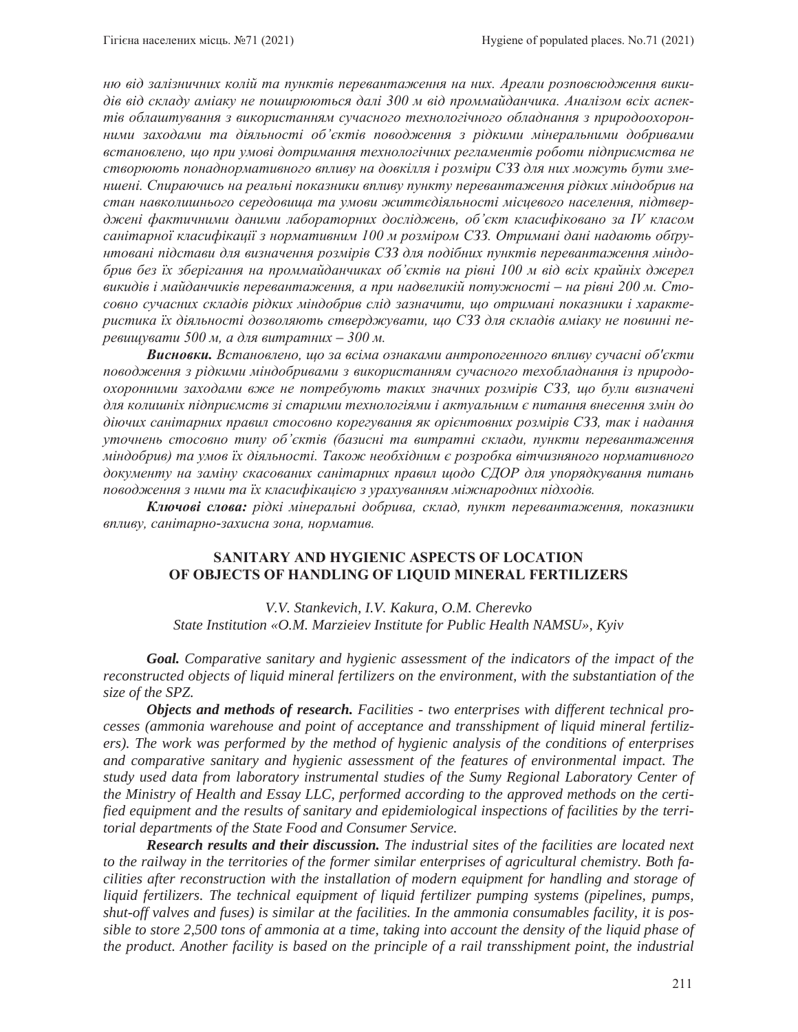*ню від залізничних колій та пунктів перевантаження на них. Ареали розповсюдження викидів від складу аміаку не поширюються далі 300 м від проммайданчика. Аналізом всіх аспектів облаштування з використанням сучасного технологічного обладнання з природоохоронними заходами та діяльності об'єктів поводження з рідкими мінеральними добривами встановлено, що при умові дотримання технологічних регламентів роботи підприємства не створюють понаднормативного впливу на довкілля і розміри СЗЗ для них можуть бути зменшені. Спираючись на реальні показники впливу пункту перевантаження рідких міндобрив на стан навколишнього середовища та умови життєдіяльності місцевого населення, підтверджені фактичними даними лабораторних досліджень, об'єкт класифіковано за IV класом санітарної класифікації з нормативним 100 м розміром СЗЗ. Отримані дані надають обґрунтовані підстави для визначення розмірів СЗЗ для подібних пунктів перевантаження міндобрив без їх зберігання на проммайданчиках об'єктів на рівні 100 м від всіх крайніх джерел викидів і майданчиків перевантаження, а при надвеликій потужності – на рівні 200 м. Стосовно сучасних складів рідких міндобрив слід зазначити, що отримані показники і характеристика їх діяльності дозволяють стверджувати, що СЗЗ для складів аміаку не повинні перевищувати 500 м, а для витратних – 300 м.*

***Висновки.*** *Встановлено, що за всіма ознаками антропогенного впливу сучасні об'єкти поводження з рідкими міндобривами з використанням сучасного техобладнання із природоохоронними заходами вже не потребують таких значних розмірів СЗЗ, що були визначені для колишніх підприємств зі старими технологіями і актуальним є питання внесення змін до діючих санітарних правил стосовно корегування як орієнтовних розмірів СЗЗ, так і надання уточнень стосовно типу об'єктів (базисні та витратні склади, пункти перевантаження міндобрив) та умов їх діяльності. Також необхідним є розробка вітчизняного нормативного документу на заміну скасованих санітарних правил щодо СДОР для упорядкування питань поводження з ними та їх класифікацією з урахуванням міжнародних підходів.*

***Ключові слова:*** *рідкі мінеральні добрива, склад, пункт перевантаження, показники впливу, санітарно-захисна зона, норматив.*

## SANITARY AND HYGIENIC ASPECTS OF LOCATION OF OBJECTS OF HANDLING OF LIQUID MINERAL FERTILIZERS

*V.V. Stankevich, I.V. Kakura, O.M. Cherevko*
*State Institution «O.M. Marzieiev Institute for Public Health NAMSU», Kyiv*

***Goal.*** *Comparative sanitary and hygienic assessment of the indicators of the impact of the reconstructed objects of liquid mineral fertilizers on the environment, with the substantiation of the size of the SPZ.*

***Objects and methods of research.*** *Facilities - two enterprises with different technical processes (ammonia warehouse and point of acceptance and transshipment of liquid mineral fertilizers). The work was performed by the method of hygienic analysis of the conditions of enterprises and comparative sanitary and hygienic assessment of the features of environmental impact. The study used data from laboratory instrumental studies of the Sumy Regional Laboratory Center of the Ministry of Health and Essay LLC, performed according to the approved methods on the certified equipment and the results of sanitary and epidemiological inspections of facilities by the territorial departments of the State Food and Consumer Service.*

***Research results and their discussion.*** *The industrial sites of the facilities are located next to the railway in the territories of the former similar enterprises of agricultural chemistry. Both facilities after reconstruction with the installation of modern equipment for handling and storage of liquid fertilizers. The technical equipment of liquid fertilizer pumping systems (pipelines, pumps, shut-off valves and fuses) is similar at the facilities. In the ammonia consumables facility, it is possible to store 2,500 tons of ammonia at a time, taking into account the density of the liquid phase of the product. Another facility is based on the principle of a rail transshipment point, the industrial*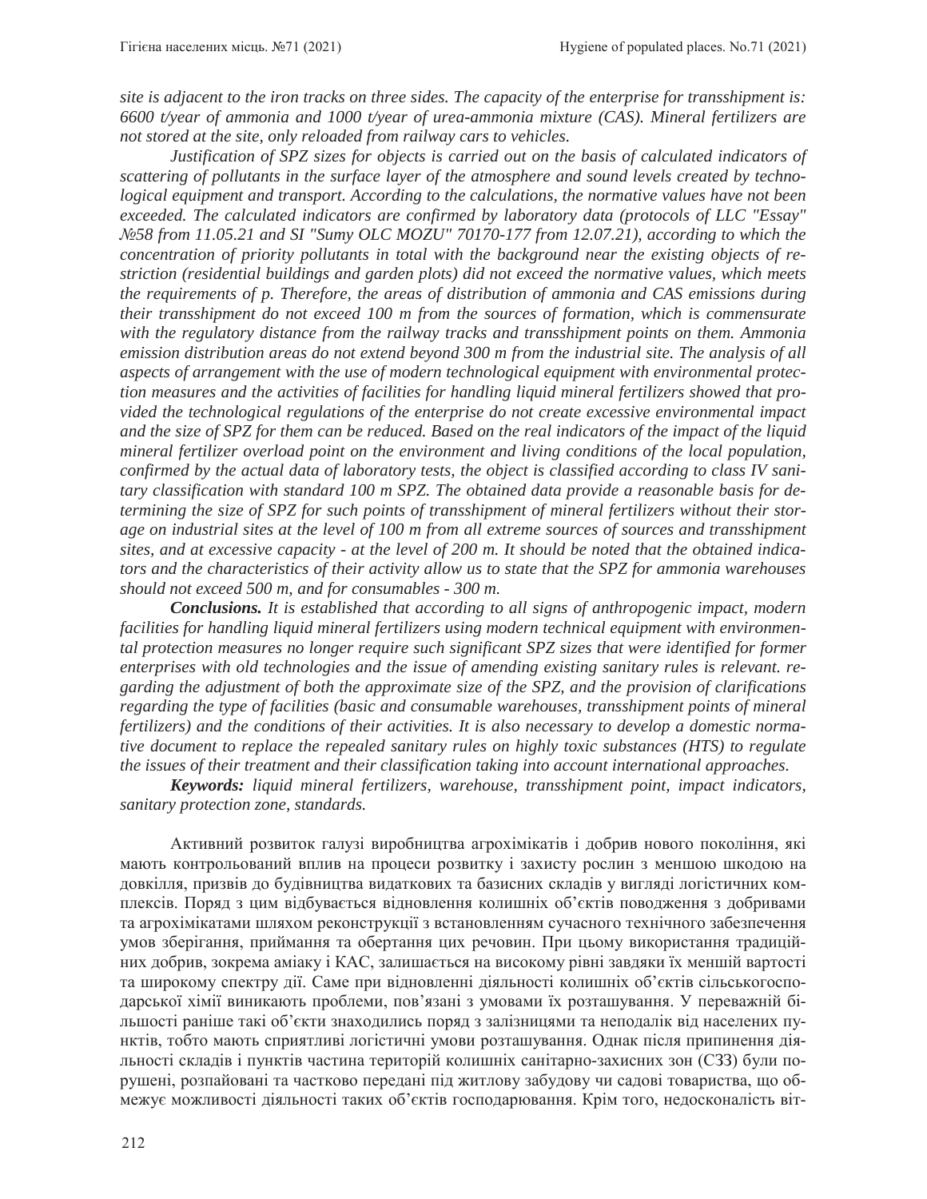*site is adjacent to the iron tracks on three sides. The capacity of the enterprise for transshipment is: 6600 t/year of ammonia and 1000 t/year of urea-ammonia mixture (CAS). Mineral fertilizers are not stored at the site, only reloaded from railway cars to vehicles.*

*Justification of SPZ sizes for objects is carried out on the basis of calculated indicators of scattering of pollutants in the surface layer of the atmosphere and sound levels created by technological equipment and transport. According to the calculations, the normative values have not been exceeded. The calculated indicators are confirmed by laboratory data (protocols of LLC "Essay" №58 from 11.05.21 and SI "Sumy OLC MOZU" 70170-177 from 12.07.21), according to which the concentration of priority pollutants in total with the background near the existing objects of restriction (residential buildings and garden plots) did not exceed the normative values, which meets the requirements of p. Therefore, the areas of distribution of ammonia and CAS emissions during their transshipment do not exceed 100 m from the sources of formation, which is commensurate with the regulatory distance from the railway tracks and transshipment points on them. Ammonia emission distribution areas do not extend beyond 300 m from the industrial site. The analysis of all aspects of arrangement with the use of modern technological equipment with environmental protection measures and the activities of facilities for handling liquid mineral fertilizers showed that provided the technological regulations of the enterprise do not create excessive environmental impact and the size of SPZ for them can be reduced. Based on the real indicators of the impact of the liquid mineral fertilizer overload point on the environment and living conditions of the local population, confirmed by the actual data of laboratory tests, the object is classified according to class IV sanitary classification with standard 100 m SPZ. The obtained data provide a reasonable basis for determining the size of SPZ for such points of transshipment of mineral fertilizers without their storage on industrial sites at the level of 100 m from all extreme sources of sources and transshipment sites, and at excessive capacity - at the level of 200 m. It should be noted that the obtained indicators and the characteristics of their activity allow us to state that the SPZ for ammonia warehouses should not exceed 500 m, and for consumables - 300 m.*

***Conclusions.*** *It is established that according to all signs of anthropogenic impact, modern facilities for handling liquid mineral fertilizers using modern technical equipment with environmental protection measures no longer require such significant SPZ sizes that were identified for former enterprises with old technologies and the issue of amending existing sanitary rules is relevant. regarding the adjustment of both the approximate size of the SPZ, and the provision of clarifications regarding the type of facilities (basic and consumable warehouses, transshipment points of mineral fertilizers) and the conditions of their activities. It is also necessary to develop a domestic normative document to replace the repealed sanitary rules on highly toxic substances (HTS) to regulate the issues of their treatment and their classification taking into account international approaches.*

***Keywords:*** *liquid mineral fertilizers, warehouse, transshipment point, impact indicators, sanitary protection zone, standards.*

Активний розвиток галузі виробництва агрохімікатів і добрив нового покоління, які мають контрольований вплив на процеси розвитку і захисту рослин з меншою шкодою на довкілля, призвів до будівництва видаткових та базисних складів у вигляді логістичних комплексів. Поряд з цим відбувається відновлення колишніх об'єктів поводження з добривами та агрохімікатами шляхом реконструкції з встановленням сучасного технічного забезпечення умов зберігання, приймання та обертання цих речовин. При цьому використання традиційних добрив, зокрема аміаку і КАС, залишається на високому рівні завдяки їх меншій вартості та широкому спектру дії. Саме при відновленні діяльності колишніх об'єктів сільськогосподарської хімії виникають проблеми, пов'язані з умовами їх розташування. У переважній більшості раніше такі об'єкти знаходились поряд з залізницями та неподалік від населених пунктів, тобто мають сприятливі логістичні умови розташування. Однак після припинення діяльності складів і пунктів частина територій колишніх санітарно-захисних зон (СЗЗ) були порушені, розпайовані та частково передані під житлову забудову чи садові товариства, що обмежує можливості діяльності таких об'єктів господарювання. Крім того, недосконаліть віт-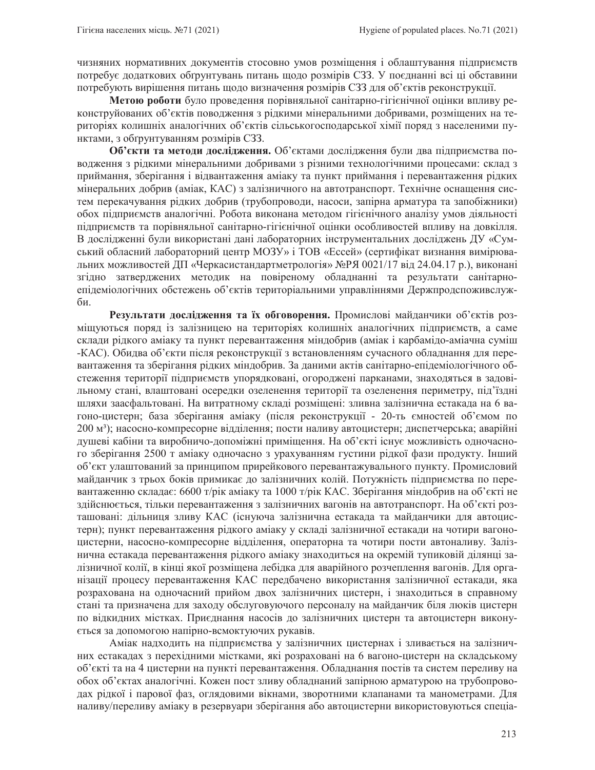чизняних нормативних документів стосовно умов розміщення і облаштування підприємств потребує додаткових обґрунтувань питань щодо розмірів СЗЗ. У поєднанні всі ці обставини потребують вирішення питань щодо визначення розмірів СЗЗ для об'єктів реконструкції.

**Метою роботи** було проведення порівняльної санітарно-гігієнічної оцінки впливу реконструйованих об'єктів поводження з рідкими мінеральними добривами, розміщених на територіях колишніх аналогічних об'єктів сільськогосподарської хімії поряд з населеними пунктами, з обґрунтуванням розмірів СЗЗ.

**Об'єкти та методи дослідження.** Об'єктами дослідження були два підприємства поводження з рідкими мінеральними добривами з різними технологічними процесами: склад з приймання, зберігання і відвантаження аміаку та пункт приймання і перевантаження рідких мінеральних добрив (аміак, КАС) з залізничного на автотранспорт. Технічне оснащення систем перекачування рідких добрив (трубопроводи, насоси, запірна арматура та запобіжники) обох підприємств аналогічні. Робота виконана методом гігієнічного аналізу умов діяльності підприємств та порівняльної санітарно-гігієнічної оцінки особливостей впливу на довкілля. В дослідженні були використані дані лабораторних інструментальних досліджень ДУ «Сумський обласний лабораторний центр МОЗУ» і ТОВ «Ессей» (сертифікат визнання вимірювальних можливостей ДП «Черкасистандартметрологія» №РЯ 0021/17 від 24.04.17 р.), виконані згідно затверджених методик на повіреному обладнанні та результати санітарно-епідеміологічних обстежень об'єктів територіальними управліннями Держпродспоживслужби.

**Результати дослідження та їх обговорення.** Промислові майданчики об'єктів розміщуються поряд із залізницею на територіях колишніх аналогічних підприємств, а саме склади рідкого аміаку та пункт перевантаження міндобрив (аміак і карбамідо-аміачна суміш -КАС). Обидва об'єкти після реконструкції з встановленням сучасного обладнання для перевантаження та зберігання рідких міндобрив. За даними актів санітарно-епідеміологічного обстеження території підприємств упорядковані, огороджені парканами, знаходяться в задовільному стані, влаштовані осередки озеленення території та озеленення периметру, під'їздні шляхи заасфальтовані. На витратному складі розміщені: зливна залізнична естакада на 6 вагоно-цистерн; база зберігання аміаку (після реконструкції - 20-ть ємностей об'ємом по 200 м³); насосно-компресорне відділення; пости наливу автоцистерн; диспетчерська; аварійні душеві кабіни та виробничо-допоміжні приміщення. На об'єкті існує можливість одночасного зберігання 2500 т аміаку одночасно з урахуванням густини рідкої фази продукту. Інший об'єкт улаштований за принципом прирейкового перевантажувального пункту. Промисловий майданчик з трьох боків примикає до залізничних колій. Потужність підприємства по перевантаженню складає: 6600 т/рік аміаку та 1000 т/рік КАС. Зберігання міндобрив на об'єкті не здійснюється, тільки перевантаження з залізничних вагонів на автотранспорт. На об'єкті розташовані: дільниця зливу КАС (існуюча залізнична естакада та майданчики для автоцистерн); пункт перевантаження рідкого аміаку у складі залізничної естакади на чотири вагоно-цистерни, насосно-компресорне відділення, операторна та чотири пости автоналиву. Залізнична естакада перевантаження рідкого аміаку знаходиться на окремій тупиковій ділянці залізничної колії, в кінці якої розміщена лебідка для аварійного розчеплення вагонів. Для організації процесу перевантаження КАС передбачено використання залізничної естакади, яка розрахована на одночасний прийом двох залізничних цистерн, і знаходиться в справному стані та призначена для заходу обслуговуючого персоналу на майданчик біля люків цистерн по відкидних містках. Приєднання насосів до залізничних цистерн та автоцистерн виконується за допомогою напірно-всмоктуючих рукавів.

Аміак надходить на підприємства у залізничних цистернах і зливається на залізничних естакадах з перехідними містками, які розраховані на 6 вагоно-цистерн на складському об'єкті та на 4 цистерни на пункті перевантаження. Обладнання постів та систем переливу на обох об'єктах аналогічні. Кожен пост зливу обладнаний запірною арматурою на трубопроводах рідкої і парової фаз, оглядовими вікнами, зворотними клапанами та манометрами. Для наливу/переливу аміаку в резервуари зберігання або автоцистерни використовуються спеціа-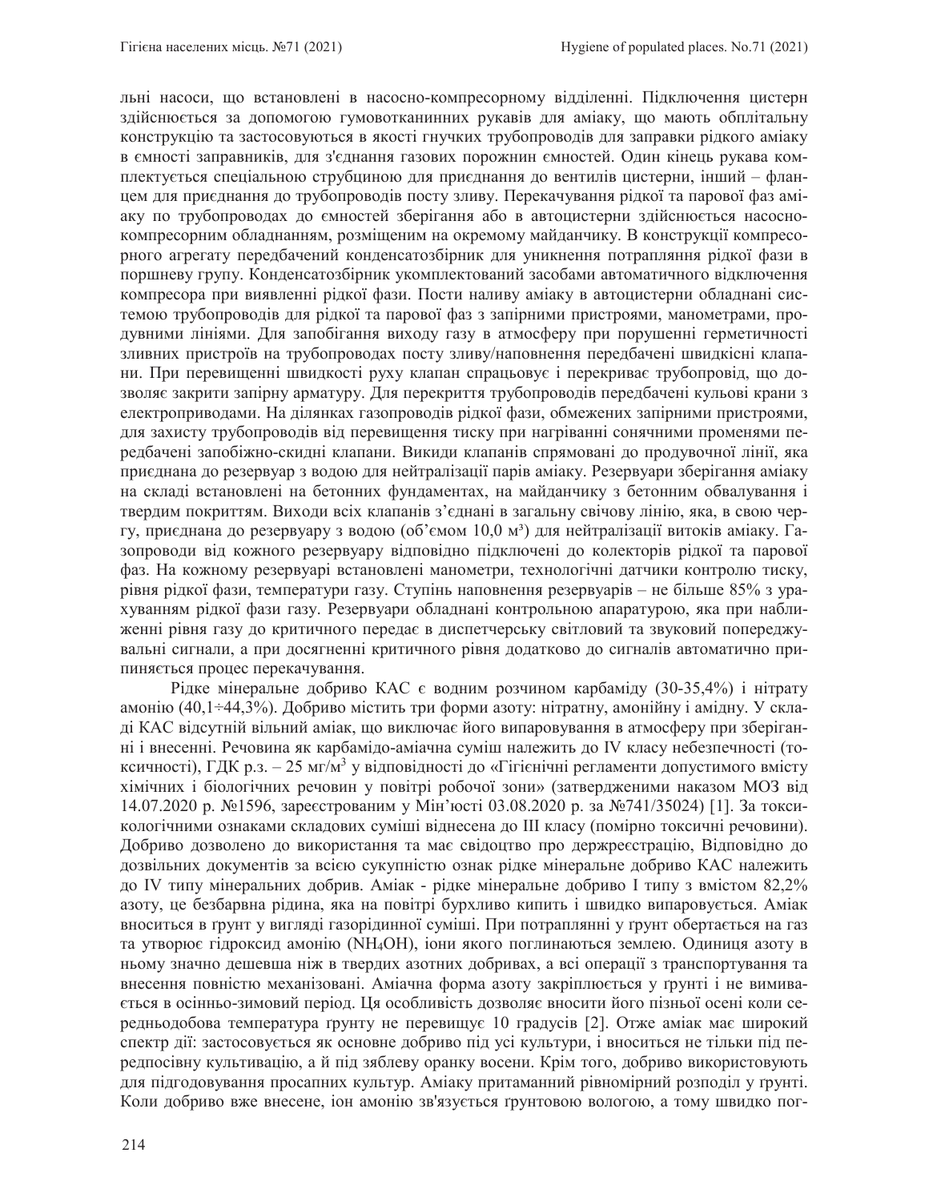льні насоси, що встановлені в насосно-компресорному відділенні. Підключення цистерн здійснюється за допомогою гумовотканинних рукавів для аміаку, що мають обплітальну конструкцію та застосовуються в якості гнучких трубопроводів для заправки рідкого аміаку в ємності заправників, для з'єднання газових порожнин ємностей. Один кінець рукава комплектується спеціальною струбциною для приєднання до вентилів цистерни, інший – фланцем для приєднання до трубопроводів посту зливу. Перекачування рідкої та парової фаз аміаку по трубопроводах до ємностей зберігання або в автоцистерни здійснюється насосно-компресорним обладнанням, розміщеним на окремому майданчику. В конструкції компресорного агрегату передбачений конденсатозбірник для уникнення потрапляння рідкої фази в поршневу групу. Конденсатозбірник укомплектований засобами автоматичного відключення компресора при виявленні рідкої фази. Пости наливу аміаку в автоцистерни обладнані системою трубопроводів для рідкої та парової фаз з запірними пристроями, манометрами, продувними лініями. Для запобігання виходу газу в атмосферу при порушенні герметичності зливних пристроїв на трубопроводах посту зливу/наповнення передбачені швидкісні клапани. При перевищенні швидкості руху клапан спрацьовує і перекриває трубопровід, що дозволяє закрити запірну арматуру. Для перекриття трубопроводів передбачені кульові крани з електроприводами. На ділянках газопроводів рідкої фази, обмежених запірними пристроями, для захисту трубопроводів від перевищення тиску при нагріванні сонячними променями передбачені запобіжно-скидні клапани. Викиди клапанів спрямовані до продувочної лінії, яка приєднана до резервуар з водою для нейтралізації парів аміаку. Резервуари зберігання аміаку на складі встановлені на бетонних фундаментах, на майданчику з бетонним обвалування і твердим покриттям. Виходи всіх клапанів з'єднані в загальну свічову лінію, яка, в свою чергу, приєднана до резервуару з водою (об'ємом 10,0 м³) для нейтралізації витоків аміаку. Газопроводи від кожного резервуару відповідно підключені до колекторів рідкої та парової фаз. На кожному резервуарі встановлені манометри, технологічні датчики контролю тиску, рівня рідкої фази, температури газу. Ступінь наповнення резервуарів – не більше 85% з урахуванням рідкої фази газу. Резервуари обладнані контрольною апаратурою, яка при наближенні рівня газу до критичного передає в диспетчерську світловий та звуковий попереджувальні сигнали, а при досягненні критичного рівня додатково до сигналів автоматично припиняється процес перекачування.

Рідке мінеральне добриво КАС є водним розчином карбаміду (30-35,4%) і нітрату амонію (40,1÷44,3%). Добриво містить три форми азоту: нітратну, амонійну і амідну. У складі КАС відсутній вільний аміак, що виключає його випаровування в атмосферу при зберіганні і внесенні. Речовина як карбамідо-аміачна суміш належить до IV класу небезпечності (токсичності), ГДК р.з. – 25 мг/м$^3$ у відповідності до «Гігієнічні регламенти допустимого вмісту хімічних і біологічних речовин у повітрі робочої зони» (затвердженими наказом МОЗ від 14.07.2020 р. №1596, зареєстрованим у Мін'юсті 03.08.2020 р. за №741/35024) [1]. За токсикологічними ознаками складових суміші віднесена до III класу (помірно токсичні речовини). Добриво дозволено до використання та має свідоцтво про держреєстрацію, Відповідно до дозвільних документів за всією сукупністю ознак рідке мінеральне добриво КАС належить до IV типу мінеральних добрив. Аміак - рідке мінеральне добриво I типу з вмістом 82,2% азоту, це безбарвна рідина, яка на повітрі бурхливо кипить і швидко випаровується. Аміак вноситься в ґрунт у вигляді газорідинної суміші. При потраплянні у ґрунт обертається на газ та утворює гідроксид амонію ($NH_4OH$), іони якого поглинаються землею. Одиниця азоту в ньому значно дешевша ніж в твердих азотних добривах, а всі операції з транспортування та внесення повністю механізовані. Аміачна форма азоту закріплюється у ґрунті і не вимивається в осінньо-зимовий період. Ця особливість дозволяє вносити його пізньої осені коли середньодобова температура ґрунту не перевищує 10 градусів [2]. Отже аміак має широкий спектр дії: застосовується як основне добриво під усі культури, і вноситься не тільки під передпосівну культивацію, а й під зяблеву оранку восени. Крім того, добриво використовують для підгодовування просапних культур. Аміаку притаманний рівномірний розподіл у ґрунті. Коли добриво вже внесене, іон амонію зв'язується ґрунтовою вологою, а тому швидко пог-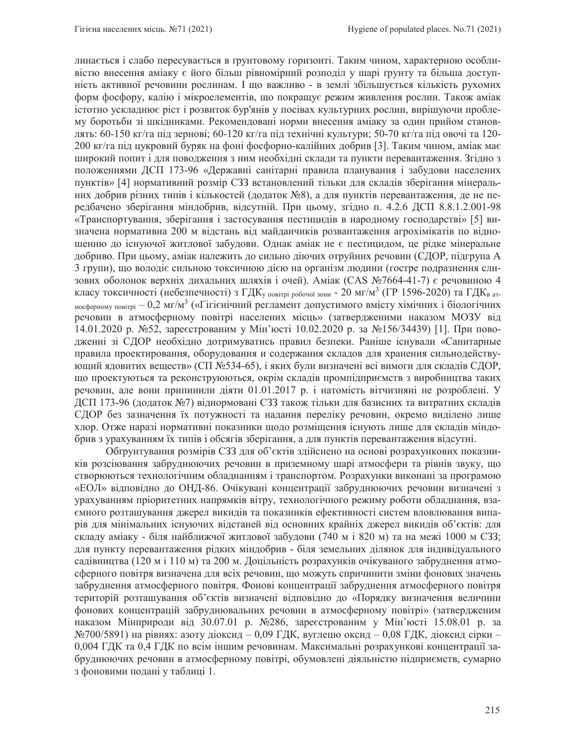линається і слабо пересувається в ґрунтовому горизонті. Таким чином, характерною особливістю внесення аміаку є його більш рівномірний розподіл у шарі ґрунту та більша доступність активної речовини рослинам. І що важливо - в землі збільшується кількість рухомих форм фосфору, калію і мікроелементів, що покращує режим живлення рослин. Також аміак істотно ускладнює ріст і розвиток бур'янів у посівах культурних рослин, вирішуючи проблему боротьби зі шкідниками. Рекомендовані норми внесення аміаку за один прийом становлять: 60-150 кг/га під зернові; 60-120 кг/га під технічні культури; 50-70 кг/га під овочі та 120-200 кг/га під цукровий буряк на фоні фосфорно-калійних добрив [3]. Таким чином, аміак має широкий попит і для поводження з ним необхідні склади та пункти перевантаження. Згідно з положеннями ДСП 173-96 «Державні санітарні правила планування і забудови населених пунктів» [4] нормативний розмір СЗЗ встановлений тільки для складів зберігання мінеральних добрив різних типів і кількостей (додаток №8), а для пунктів перевантаження, де не передбачено зберігання міндобрив, відсутній. При цьому, згідно п. 4.2.6 ДСП 8.8.1.2.001-98 «Транспортування, зберігання і застосування пестицидів в народному господарстві» [5] визначена нормативна 200 м відстань від майданчиків розвантаження агрохімікатів по відношенню до існуючої житлової забудови. Однак аміак не є пестицидом, це рідке мінеральне добриво. При цьому, аміак належить до сильно діючих отруйних речовин (СДОР, підгрупа А 3 групи), що володіє сильною токсичною дією на організм людини (гостре подразнення слизових оболонок верхніх дихальних шляхів і очей). Аміак (CAS №7664-41-7) є речовиною 4 класу токсичності (небезпечності) з $ГДК_{у\ повітрі\ робочої\ зони}$ - 20 мг/м$^3$ (ГР 1596-2020) та $ГДК_{в\ атмосферному\ повітрі}$ – 0,2 мг/м$^3$ («Гігієнічний регламент допустимого вмісту хімічних і біологічних речовин в атмосферному повітрі населених місць» (затвердженими наказом МОЗУ від 14.01.2020 р. №52, зареєстрованим у Мін'юсті 10.02.2020 р. за №156/34439) [1]. При поводженні зі СДОР необхідно дотримуватись правил безпеки. Раніше існували «Санитарные правила проектирования, оборудования и содержания складов для хранения сильнодействующий ядовитых веществ» (СП №534-65), і яких були визначені всі вимоги для складів СДОР, що проектуються та реконструюються, окрім складів промпідприємств з виробництва таких речовин, але вони припинили діяти 01.01.2017 р. і натомість вітчизняні не розроблені. У ДСП 173-96 (додаток №7) віднормовані СЗЗ також тільки для базисних та витратних складів СДОР без зазначення їх потужності та надання переліку речовин, окремо виділено лише хлор. Отже наразі нормативні показники щодо розміщення існують лише для складів міндобрив з урахуванням їх типів і обсягів зберігання, а для пунктів перевантаження відсутні.

Обґрунтування розмірів СЗЗ для об'єктів здійснено на основі розрахункових показників розсіювання забруднюючих речовин в приземному шарі атмосфери та рівнів звуку, що створюються технологічним обладнанням і транспортом. Розрахунки виконані за програмою «ЕОЛ» відповідно до ОНД-86. Очікувані концентрації забруднюючих речовин визначені з урахуванням пріоритетних напрямків вітру, технологічного режиму роботи обладнання, взаємного розташування джерел викидів та показників ефективності систем вловлювання випарів для мінімальних існуючих відстаней від основних крайніх джерел викидів об'єктів: для складу аміаку - біля найближчої житлової забудови (740 м і 820 м) та на межі 1000 м СЗЗ; для пункту перевантаження рідких міндобрив - біля земельних ділянок для індивідуального садівництва (120 м і 110 м) та 200 м. Доцільність розрахунків очікуваного забруднення атмосферного повітря визначена для всіх речовин, що можуть спричинити зміни фонових значень забруднення атмосферного повітря. Фонові концентрації забруднення атмосферного повітря територій розташування об'єктів визначені відповідно до «Порядку визначення величини фонових концентрацій забруднювальних речовин в атмосферному повітрі» (затвердженим наказом Мінприроди від 30.07.01 р. №286, зареєстрованим у Мін'юсті 15.08.01 р. за №700/5891) на рівнях: азоту діоксид – 0,09 ГДК, вуглецю оксид – 0,08 ГДК, діоксид сірки – 0,004 ГДК та 0,4 ГДК по всім іншим речовинам. Максимальні розрахункові концентрації забруднюючих речовин в атмосферному повітрі, обумовлені діяльністю підприємств, сумарно з фоновими подані у таблиці 1.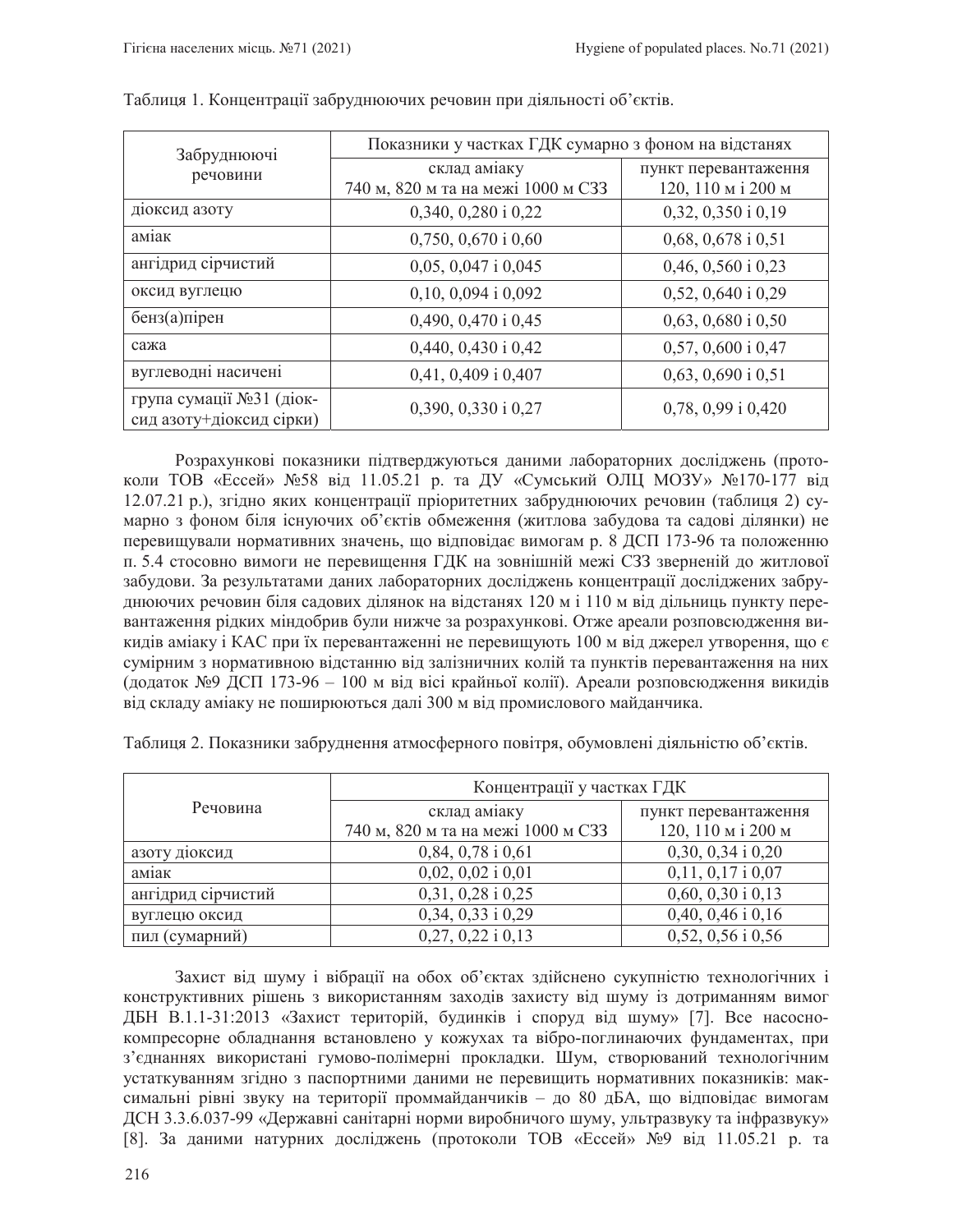Таблиця 1. Концентрації забруднюючих речовин при діяльності об'єктів.

| Забруднюючі речовини | Показники у частках ГДК сумарно з фоном на відстанях | |
|---|---|---|
| | склад аміаку 740 м, 820 м та на межі 1000 м СЗЗ | пункт перевантаження 120, 110 м і 200 м |
| діоксид азоту | 0,340, 0,280 і 0,22 | 0,32, 0,350 і 0,19 |
| аміак | 0,750, 0,670 і 0,60 | 0,68, 0,678 і 0,51 |
| ангідрид сірчистий | 0,05, 0,047 і 0,045 | 0,46, 0,560 і 0,23 |
| оксид вуглецю | 0,10, 0,094 і 0,092 | 0,52, 0,640 і 0,29 |
| бенз(а)пірен | 0,490, 0,470 і 0,45 | 0,63, 0,680 і 0,50 |
| сажа | 0,440, 0,430 і 0,42 | 0,57, 0,600 і 0,47 |
| вуглеводні насичені | 0,41, 0,409 і 0,407 | 0,63, 0,690 і 0,51 |
| група сумації №31 (діоксид азоту+діоксид сірки) | 0,390, 0,330 і 0,27 | 0,78, 0,99 і 0,420 |

Розрахункові показники підтверджуються даними лабораторних досліджень (протоколи ТОВ «Ессей» №58 від 11.05.21 р. та ДУ «Сумський ОЛЦ МОЗУ» №170-177 від 12.07.21 р.), згідно яких концентрації пріоритетних забруднюючих речовин (таблиця 2) сумарно з фоном біля існуючих об'єктів обмеження (житлова забудова та садові ділянки) не перевищували нормативних значень, що відповідає вимогам р. 8 ДСП 173-96 та положенню п. 5.4 стосовно вимоги не перевищення ГДК на зовнішній межі СЗЗ зверненій до житлової забудови. За результатами даних лабораторних досліджень концентрації досліджених забруднюючих речовин біля садових ділянок на відстанях 120 м і 110 м від дільниць пункту перевантаження рідких міндобрив були нижче за розрахункові. Отже ареали розповсюдження викидів аміаку і КАС при їх перевантаженні не перевищують 100 м від джерел утворення, що є сумірним з нормативною відстанню від залізничних колій та пунктів перевантаження на них (додаток №9 ДСП 173-96 – 100 м від вісі крайньої колії). Ареали розповсюдження викидів від складу аміаку не поширюються далі 300 м від промислового майданчика.

Таблиця 2. Показники забруднення атмосферного повітря, обумовлені діяльністю об'єктів.

| Речовина | Концентрації у частках ГДК | |
|---|---|---|
| | склад аміаку 740 м, 820 м та на межі 1000 м СЗЗ | пункт перевантаження 120, 110 м і 200 м |
| азоту діоксид | 0,84, 0,78 і 0,61 | 0,30, 0,34 і 0,20 |
| аміак | 0,02, 0,02 і 0,01 | 0,11, 0,17 і 0,07 |
| ангідрид сірчистий | 0,31, 0,28 і 0,25 | 0,60, 0,30 і 0,13 |
| вуглецю оксид | 0,34, 0,33 і 0,29 | 0,40, 0,46 і 0,16 |
| пил (сумарний) | 0,27, 0,22 і 0,13 | 0,52, 0,56 і 0,56 |

Захист від шуму і вібрації на обох об'єктах здійснено сукупністю технологічних і конструктивних рішень з використанням заходів захисту від шуму із дотриманням вимог ДБН В.1.1-31:2013 «Захист територій, будинків і споруд від шуму» [7]. Все насосно-компресорне обладнання встановлено у кожухах та вібро-поглинаючих фундаментах, при з'єднаннях використані гумово-полімерні прокладки. Шум, створюваний технологічним устаткуванням згідно з паспортними даними не перевищить нормативних показників: максимальні рівні звуку на території проммайданчиків – до 80 дБА, що відповідає вимогам ДСН 3.3.6.037-99 «Державні санітарні норми виробничого шуму, ультразвуку та інфразвуку» [8]. За даними натурних досліджень (протоколи ТОВ «Ессей» №9 від 11.05.21 р. та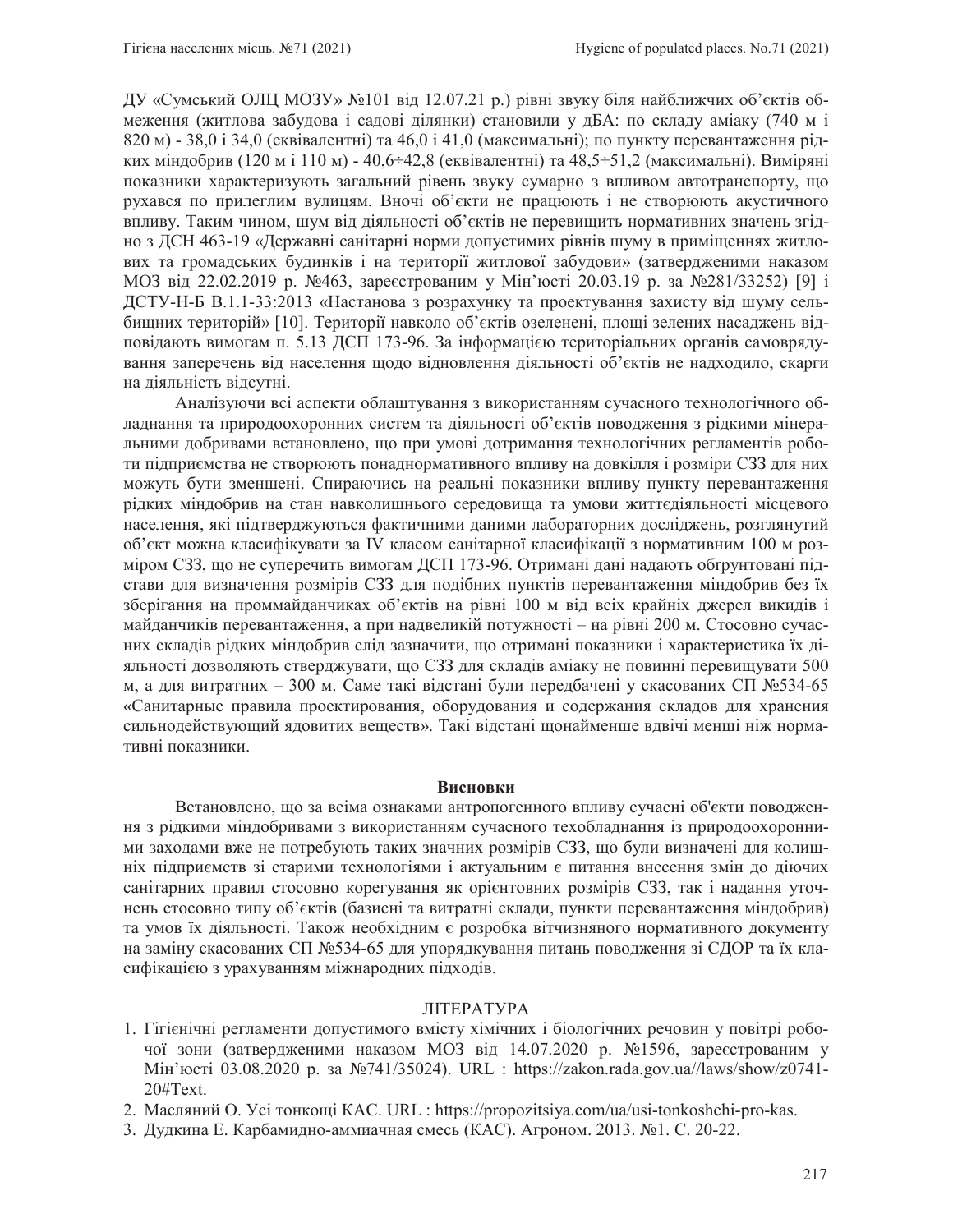ДУ «Сумський ОЛЦ МОЗУ» №101 від 12.07.21 р.) рівні звуку біля найближчих об'єктів обмеження (житлова забудова і садові ділянки) становили у дБА: по складу аміаку (740 м і 820 м) - 38,0 і 34,0 (еквівалентні) та 46,0 і 41,0 (максимальні); по пункту перевантаження рідких міндобрив (120 м і 110 м) - 40,6÷42,8 (еквівалентні) та 48,5÷51,2 (максимальні). Виміряні показники характеризують загальний рівень звуку сумарно з впливом автотранспорту, що рухався по прилеглим вулицям. Вночі об'єкти не працюють і не створюють акустичного впливу. Таким чином, шум від діяльності об'єктів не перевищить нормативних значень згідно з ДСН 463-19 «Державні санітарні норми допустимих рівнів шуму в приміщеннях житлових та громадських будинків і на території житлової забудови» (затвердженими наказом МОЗ від 22.02.2019 р. №463, зареєстрованим у Мін'юсті 20.03.19 р. за №281/33252) [9] і ДСТУ-Н-Б В.1.1-33:2013 «Настанова з розрахунку та проектування захисту від шуму сельбищних територій» [10]. Території навколо об'єктів озеленені, площі зелених насаджень відповідають вимогам п. 5.13 ДСП 173-96. За інформацією територіальних органів самоврядування заперечень від населення щодо відновлення діяльності об'єктів не надходило, скарги на діяльність відсутні.

Аналізуючи всі аспекти облаштування з використанням сучасного технологічного обладнання та природоохоронних систем та діяльності об'єктів поводження з рідкими мінеральними добривами встановлено, що при умові дотримання технологічних регламентів роботи підприємства не створюють понаднормативного впливу на довкілля і розміри СЗЗ для них можуть бути зменшені. Спираючись на реальні показники впливу пункту перевантаження рідких міндобрив на стан навколишнього середовища та умови життєдіяльності місцевого населення, які підтверджуються фактичними даними лабораторних досліджень, розглянутий об'єкт можна класифікувати за IV класом санітарної класифікації з нормативним 100 м розміром СЗЗ, що не суперечить вимогам ДСП 173-96. Отримані дані надають обґрунтовані підстави для визначення розмірів СЗЗ для подібних пунктів перевантаження міндобрив без їх зберігання на проммайданчиках об'єктів на рівні 100 м від всіх крайніх джерел викидів і майданчиків перевантаження, а при надвеликій потужності – на рівні 200 м. Стосовно сучасних складів рідких міндобрив слід зазначити, що отримані показники і характеристика їх діяльності дозволяють стверджувати, що СЗЗ для складів аміаку не повинні перевищувати 500 м, а для витратних – 300 м. Саме такі відстані були передбачені у скасованих СП №534-65 «Санитарные правила проектирования, оборудования и содержания складов для хранения сильнодействующий ядовитых веществ». Такі відстані щонайменше вдвічі менші ніж нормативні показники.

## Висновки

Встановлено, що за всіма ознаками антропогенного впливу сучасні об'єкти поводження з рідкими міндобривами з використанням сучасного техобладнання із природоохоронними заходами вже не потребують таких значних розмірів СЗЗ, що були визначені для колишніх підприємств зі старими технологіями і актуальним є питання внесення змін до діючих санітарних правил стосовно корегування як орієнтовних розмірів СЗЗ, так і надання уточнень стосовно типу об'єктів (базисні та витратні склади, пункти перевантаження міндобрив) та умов їх діяльності. Також необхідним є розробка вітчизняного нормативного документу на заміну скасованих СП №534-65 для упорядкування питань поводження зі СДОР та їх класифікацією з урахуванням міжнародних підходів.

## ЛІТЕРАТУРА

1. Гігієнічні регламенти допустимого вмісту хімічних і біологічних речовин у повітрі робочої зони (затвердженими наказом МОЗ від 14.07.2020 р. №1596, зареєстрованим у Мін'юсті 03.08.2020 р. за №741/35024). URL : https://zakon.rada.gov.ua//laws/show/z0741-20#Text.
2. Масляний О. Усі тонкощі КАС. URL : https://propozitsiya.com/ua/usi-tonkoshchi-pro-kas.
3. Дудкина Е. Карбамидно-аммиачная смесь (КАС). Агроном. 2013. №1. С. 20-22.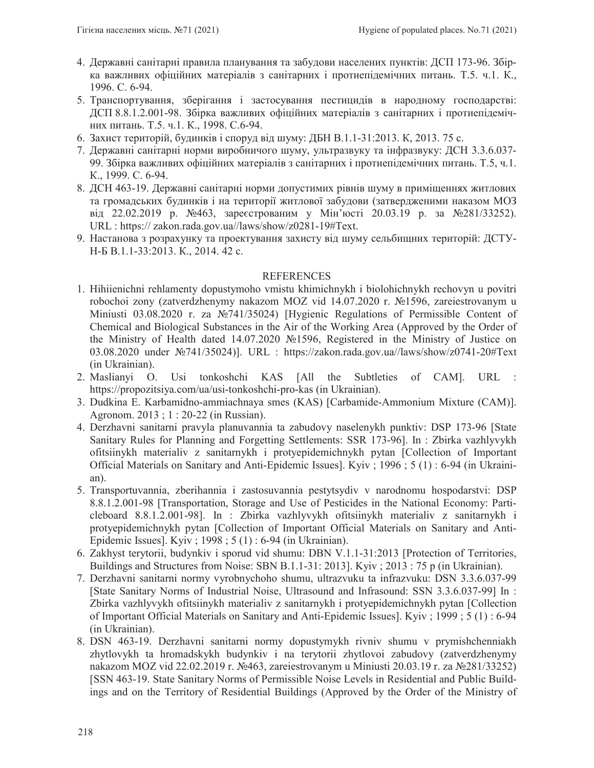4. Державні санітарні правила планування та забудови населених пунктів: ДСП 173-96. Збірка важливих офіційних матеріалів з санітарних і протиепідемічних питань. Т.5. ч.1. К., 1996. С. 6-94.
5. Транспортування, зберігання і застосування пестицидів в народному господарстві: ДСП 8.8.1.2.001-98. Збірка важливих офіційних матеріалів з санітарних і протиепідемічних питань. Т.5. ч.1. К., 1998. С.6-94.
6. Захист територій, будинків і споруд від шуму: ДБН В.1.1-31:2013. К, 2013. 75 с.
7. Державні санітарні норми виробничого шуму, ультразвуку та інфразвуку: ДСН 3.3.6.037-99. Збірка важливих офіційних матеріалів з санітарних і протиепідемічних питань. Т.5, ч.1. К., 1999. С. 6-94.
8. ДСН 463-19. Державні санітарні норми допустимих рівнів шуму в приміщеннях житлових та громадських будинків і на території житлової забудови (затвердженими наказом МОЗ від 22.02.2019 р. №463, зареєстрованим у Мін'юсті 20.03.19 р. за №281/33252). URL : https:// zakon.rada.gov.ua//laws/show/z0281-19#Text.
9. Настанова з розрахунку та проектування захисту від шуму сельбищних територій: ДСТУ-Н-Б В.1.1-33:2013. К., 2014. 42 с.

## REFERENCES

1. Hihiienichni rehlamenty dopustymoho vmistu khimichnykh i biolohichnykh rechovyn u povitri robochoi zony (zatverdzhenymy nakazom MOZ vid 14.07.2020 r. №1596, zareiestrovanym u Miniusti 03.08.2020 r. za №741/35024) [Hygienic Regulations of Permissible Content of Chemical and Biological Substances in the Air of the Working Area (Approved by the Order of the Ministry of Health dated 14.07.2020 №1596, Registered in the Ministry of Justice on 03.08.2020 under №741/35024)]. URL : https://zakon.rada.gov.ua//laws/show/z0741-20#Text (in Ukrainian).
2. Maslianyi O. Usi tonkoshchi KAS [All the Subtleties of CAM]. URL : https://propozitsiya.com/ua/usi-tonkoshchi-pro-kas (in Ukrainian).
3. Dudkina E. Karbamidno-ammiachnaya smes (KAS) [Carbamide-Ammonium Mixture (CAM)]. Agronom. 2013 ; 1 : 20-22 (in Russian).
4. Derzhavni sanitarni pravyla planuvannia ta zabudovy naselenykh punktiv: DSP 173-96 [State Sanitary Rules for Planning and Forgetting Settlements: SSR 173-96]. In : Zbirka vazhlyvykh ofitsiinykh materialiv z sanitarnykh i protyepidemichnykh pytan [Collection of Important Official Materials on Sanitary and Anti-Epidemic Issues]. Kyiv ; 1996 ; 5 (1) : 6-94 (in Ukrainian).
5. Transportuvannia, zberihannia i zastosuvannia pestytsydiv v narodnomu hospodarstvi: DSP 8.8.1.2.001-98 [Transportation, Storage and Use of Pesticides in the National Economy: Particleboard 8.8.1.2.001-98]. In : Zbirka vazhlyvykh ofitsiinykh materialiv z sanitarnykh i protyepidemichnykh pytan [Collection of Important Official Materials on Sanitary and Anti-Epidemic Issues]. Kyiv ; 1998 ; 5 (1) : 6-94 (in Ukrainian).
6. Zakhyst terytorii, budynkiv i sporud vid shumu: DBN V.1.1-31:2013 [Protection of Territories, Buildings and Structures from Noise: SBN B.1.1-31: 2013]. Kyiv ; 2013 : 75 p (in Ukrainian).
7. Derzhavni sanitarni normy vyrobnychoho shumu, ultrazvuku ta infrazvuku: DSN 3.3.6.037-99 [State Sanitary Norms of Industrial Noise, Ultrasound and Infrasound: SSN 3.3.6.037-99] In : Zbirka vazhlyvykh ofitsiinykh materialiv z sanitarnykh i protyepidemichnykh pytan [Collection of Important Official Materials on Sanitary and Anti-Epidemic Issues]. Kyiv ; 1999 ; 5 (1) : 6-94 (in Ukrainian).
8. DSN 463-19. Derzhavni sanitarni normy dopustymykh rivniv shumu v prymishchenniakh zhytlovykh ta hromadskykh budynkiv i na terytorii zhytlovoi zabudovy (zatverdzhenymy nakazom MOZ vid 22.02.2019 r. №463, zareiestrovanym u Miniusti 20.03.19 r. za №281/33252) [SSN 463-19. State Sanitary Norms of Permissible Noise Levels in Residential and Public Buildings and on the Territory of Residential Buildings (Approved by the Order of the Ministry of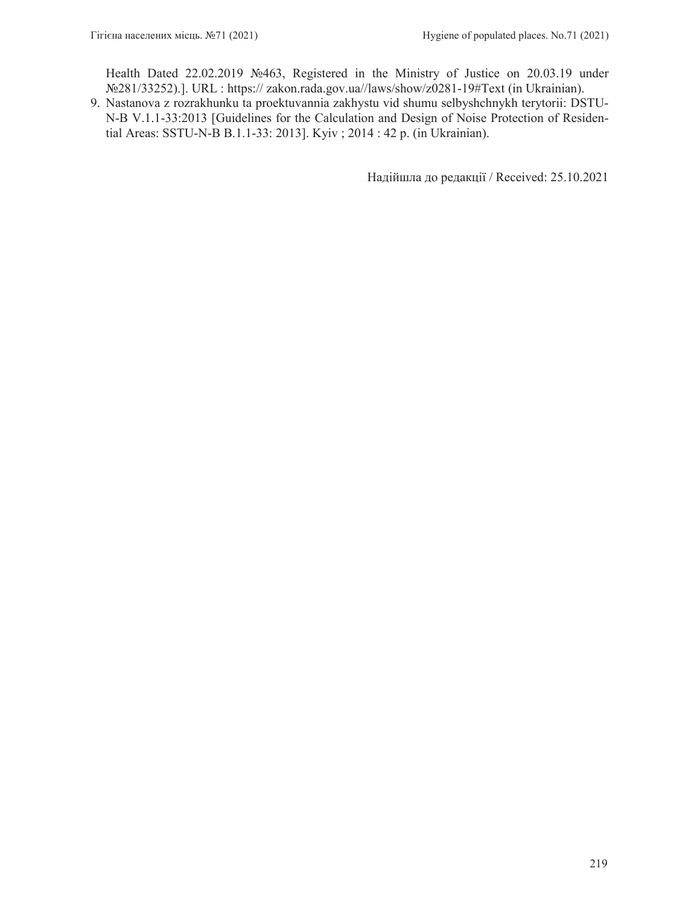Health Dated 22.02.2019 №463, Registered in the Ministry of Justice on 20.03.19 under №281/33252).]. URL : https:// zakon.rada.gov.ua//laws/show/z0281-19#Text (in Ukrainian).

9. Nastanova z rozrakhunku ta proektuvannia zakhystu vid shumu selbyshchnykh terytorii: DSTU-N-B V.1.1-33:2013 [Guidelines for the Calculation and Design of Noise Protection of Residential Areas: SSTU-N-B B.1.1-33: 2013]. Kyiv ; 2014 : 42 p. (in Ukrainian).

Надійшла до редакції / Received: 25.10.2021